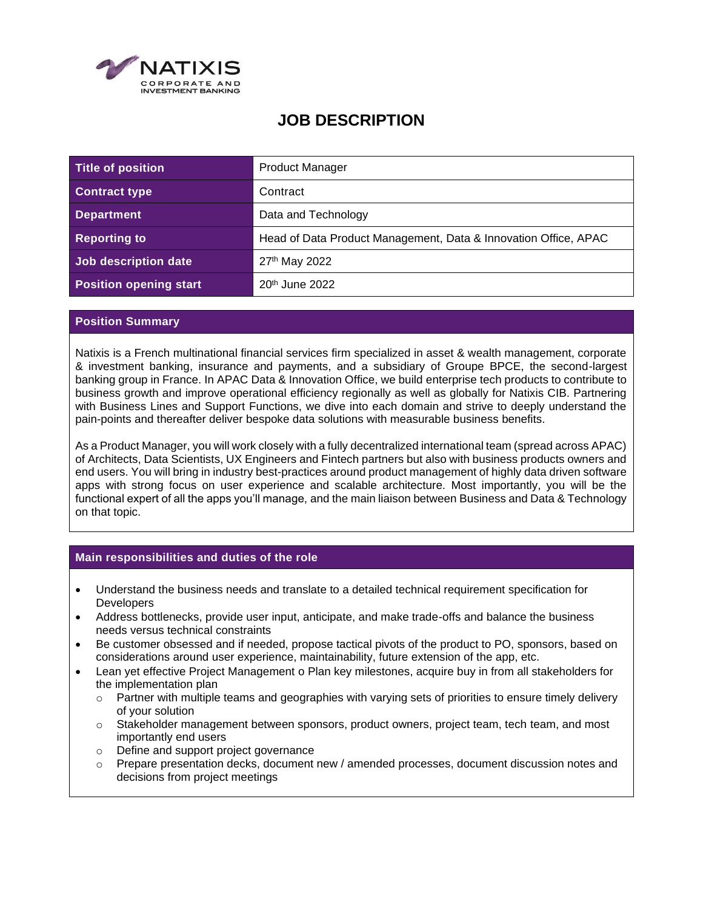# JOB DESCRIPTION

| | |
|---|---|
| **Title of position** | Product Manager |
| **Contract type** | Contract |
| **Department** | Data and Technology |
| **Reporting to** | Head of Data Product Management, Data & Innovation Office, APAC |
| **Job description date** | 27th May 2022 |
| **Position opening start** | 20th June 2022 |

## Position Summary

Natixis is a French multinational financial services firm specialized in asset & wealth management, corporate & investment banking, insurance and payments, and a subsidiary of Groupe BPCE, the second-largest banking group in France. In APAC Data & Innovation Office, we build enterprise tech products to contribute to business growth and improve operational efficiency regionally as well as globally for Natixis CIB. Partnering with Business Lines and Support Functions, we dive into each domain and strive to deeply understand the pain-points and thereafter deliver bespoke data solutions with measurable business benefits.

As a Product Manager, you will work closely with a fully decentralized international team (spread across APAC) of Architects, Data Scientists, UX Engineers and Fintech partners but also with business products owners and end users. You will bring in industry best-practices around product management of highly data driven software apps with strong focus on user experience and scalable architecture. Most importantly, you will be the functional expert of all the apps you'll manage, and the main liaison between Business and Data & Technology on that topic.

## Main responsibilities and duties of the role

- Understand the business needs and translate to a detailed technical requirement specification for Developers
- Address bottlenecks, provide user input, anticipate, and make trade-offs and balance the business needs versus technical constraints
- Be customer obsessed and if needed, propose tactical pivots of the product to PO, sponsors, based on considerations around user experience, maintainability, future extension of the app, etc.
- Lean yet effective Project Management o Plan key milestones, acquire buy in from all stakeholders for the implementation plan
  - Partner with multiple teams and geographies with varying sets of priorities to ensure timely delivery of your solution
  - Stakeholder management between sponsors, product owners, project team, tech team, and most importantly end users
  - Define and support project governance
  - Prepare presentation decks, document new / amended processes, document discussion notes and decisions from project meetings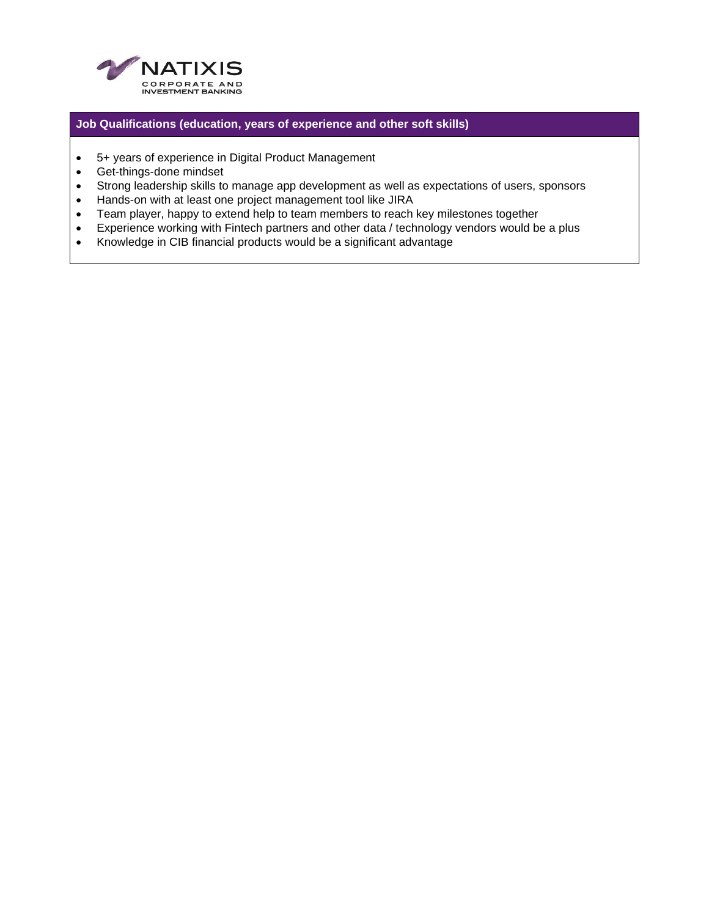## Job Qualifications (education, years of experience and other soft skills)

- 5+ years of experience in Digital Product Management
- Get-things-done mindset
- Strong leadership skills to manage app development as well as expectations of users, sponsors
- Hands-on with at least one project management tool like JIRA
- Team player, happy to extend help to team members to reach key milestones together
- Experience working with Fintech partners and other data / technology vendors would be a plus
- Knowledge in CIB financial products would be a significant advantage